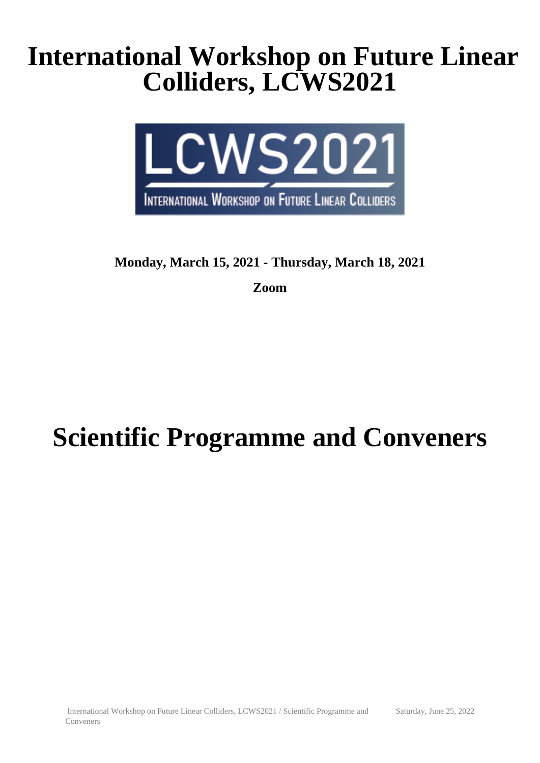# International Workshop on Future Linear Colliders, LCWS2021

**Monday, March 15, 2021 - Thursday, March 18, 2021**

**Zoom**

# Scientific Programme and Conveners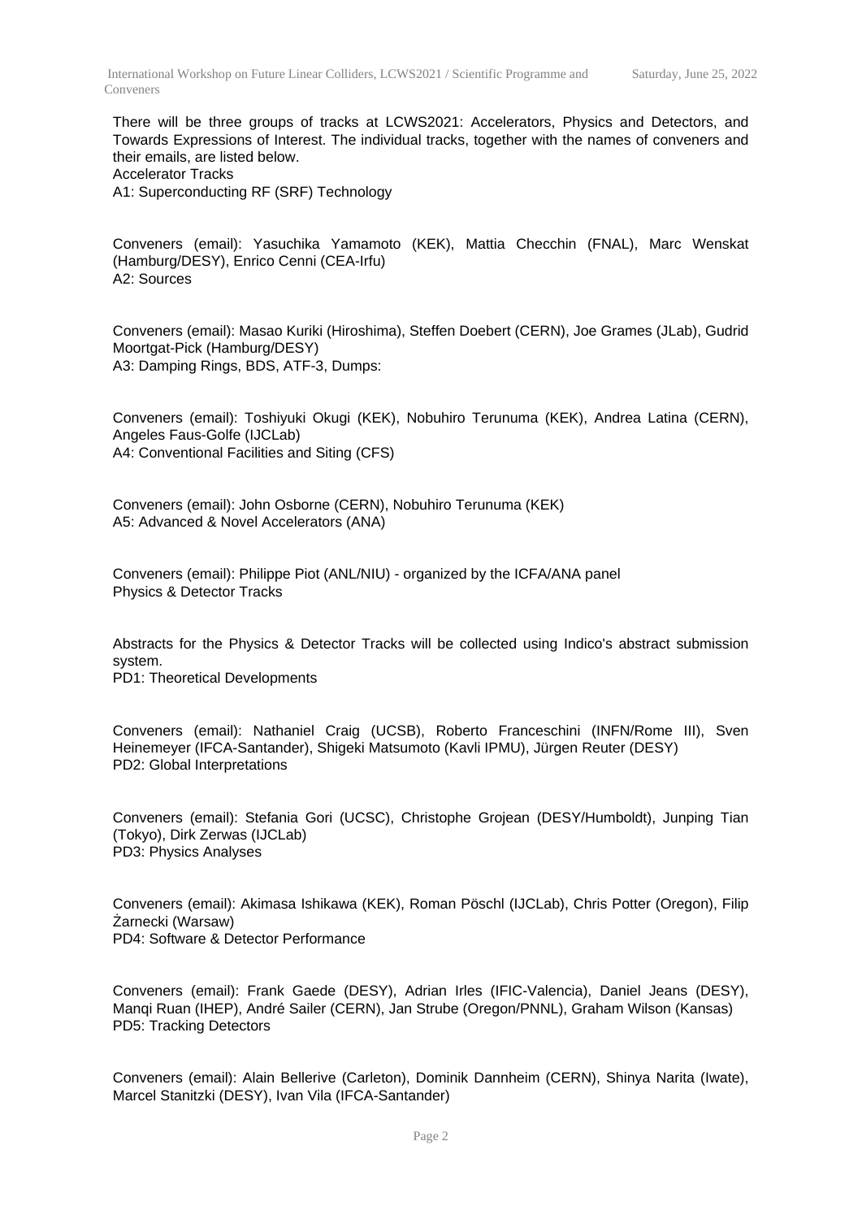There will be three groups of tracks at LCWS2021: Accelerators, Physics and Detectors, and Towards Expressions of Interest. The individual tracks, together with the names of conveners and their emails, are listed below.

## Accelerator Tracks

### A1: Superconducting RF (SRF) Technology

Conveners (email): Yasuchika Yamamoto (KEK), Mattia Checchin (FNAL), Marc Wenskat (Hamburg/DESY), Enrico Cenni (CEA-Irfu)

### A2: Sources

Conveners (email): Masao Kuriki (Hiroshima), Steffen Doebert (CERN), Joe Grames (JLab), Gudrid Moortgat-Pick (Hamburg/DESY)

### A3: Damping Rings, BDS, ATF-3, Dumps:

Conveners (email): Toshiyuki Okugi (KEK), Nobuhiro Terunuma (KEK), Andrea Latina (CERN), Angeles Faus-Golfe (IJCLab)

### A4: Conventional Facilities and Siting (CFS)

Conveners (email): John Osborne (CERN), Nobuhiro Terunuma (KEK)

### A5: Advanced & Novel Accelerators (ANA)

Conveners (email): Philippe Piot (ANL/NIU) - organized by the ICFA/ANA panel

## Physics & Detector Tracks

Abstracts for the Physics & Detector Tracks will be collected using Indico's abstract submission system.

### PD1: Theoretical Developments

Conveners (email): Nathaniel Craig (UCSB), Roberto Franceschini (INFN/Rome III), Sven Heinemeyer (IFCA-Santander), Shigeki Matsumoto (Kavli IPMU), Jürgen Reuter (DESY)

### PD2: Global Interpretations

Conveners (email): Stefania Gori (UCSC), Christophe Grojean (DESY/Humboldt), Junping Tian (Tokyo), Dirk Zerwas (IJCLab)

### PD3: Physics Analyses

Conveners (email): Akimasa Ishikawa (KEK), Roman Pöschl (IJCLab), Chris Potter (Oregon), Filip Żarnecki (Warsaw)

### PD4: Software & Detector Performance

Conveners (email): Frank Gaede (DESY), Adrian Irles (IFIC-Valencia), Daniel Jeans (DESY), Manqi Ruan (IHEP), André Sailer (CERN), Jan Strube (Oregon/PNNL), Graham Wilson (Kansas)

### PD5: Tracking Detectors

Conveners (email): Alain Bellerive (Carleton), Dominik Dannheim (CERN), Shinya Narita (Iwate), Marcel Stanitzki (DESY), Ivan Vila (IFCA-Santander)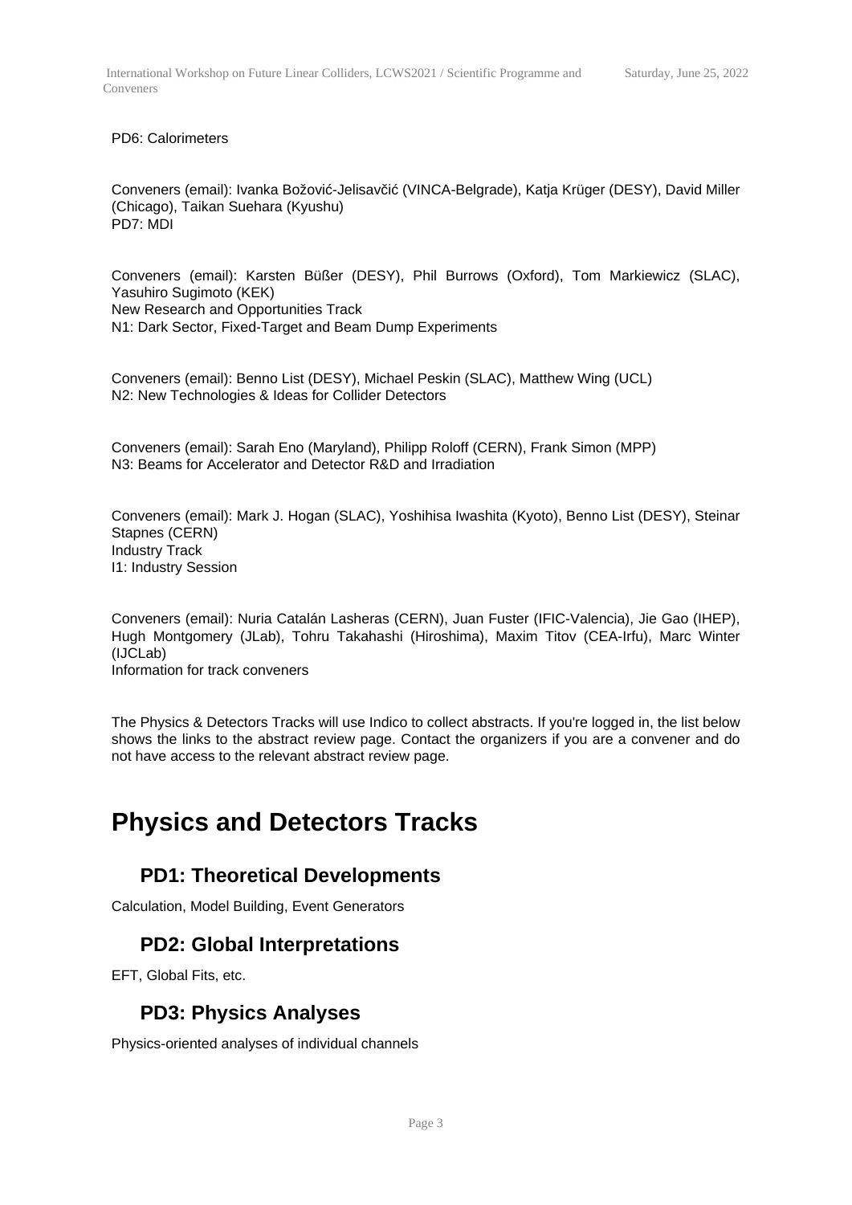PD6: Calorimeters

Conveners (email): Ivanka Božović-Jelisavčić (VINCA-Belgrade), Katja Krüger (DESY), David Miller (Chicago), Taikan Suehara (Kyushu)
PD7: MDI

Conveners (email): Karsten Büßer (DESY), Phil Burrows (Oxford), Tom Markiewicz (SLAC), Yasuhiro Sugimoto (KEK)
New Research and Opportunities Track
N1: Dark Sector, Fixed-Target and Beam Dump Experiments

Conveners (email): Benno List (DESY), Michael Peskin (SLAC), Matthew Wing (UCL)
N2: New Technologies & Ideas for Collider Detectors

Conveners (email): Sarah Eno (Maryland), Philipp Roloff (CERN), Frank Simon (MPP)
N3: Beams for Accelerator and Detector R&D and Irradiation

Conveners (email): Mark J. Hogan (SLAC), Yoshihisa Iwashita (Kyoto), Benno List (DESY), Steinar Stapnes (CERN)
Industry Track
I1: Industry Session

Conveners (email): Nuria Catalán Lasheras (CERN), Juan Fuster (IFIC-Valencia), Jie Gao (IHEP), Hugh Montgomery (JLab), Tohru Takahashi (Hiroshima), Maxim Titov (CEA-Irfu), Marc Winter (IJCLab)
Information for track conveners

The Physics & Detectors Tracks will use Indico to collect abstracts. If you're logged in, the list below shows the links to the abstract review page. Contact the organizers if you are a convener and do not have access to the relevant abstract review page.

# Physics and Detectors Tracks

## PD1: Theoretical Developments

Calculation, Model Building, Event Generators

## PD2: Global Interpretations

EFT, Global Fits, etc.

## PD3: Physics Analyses

Physics-oriented analyses of individual channels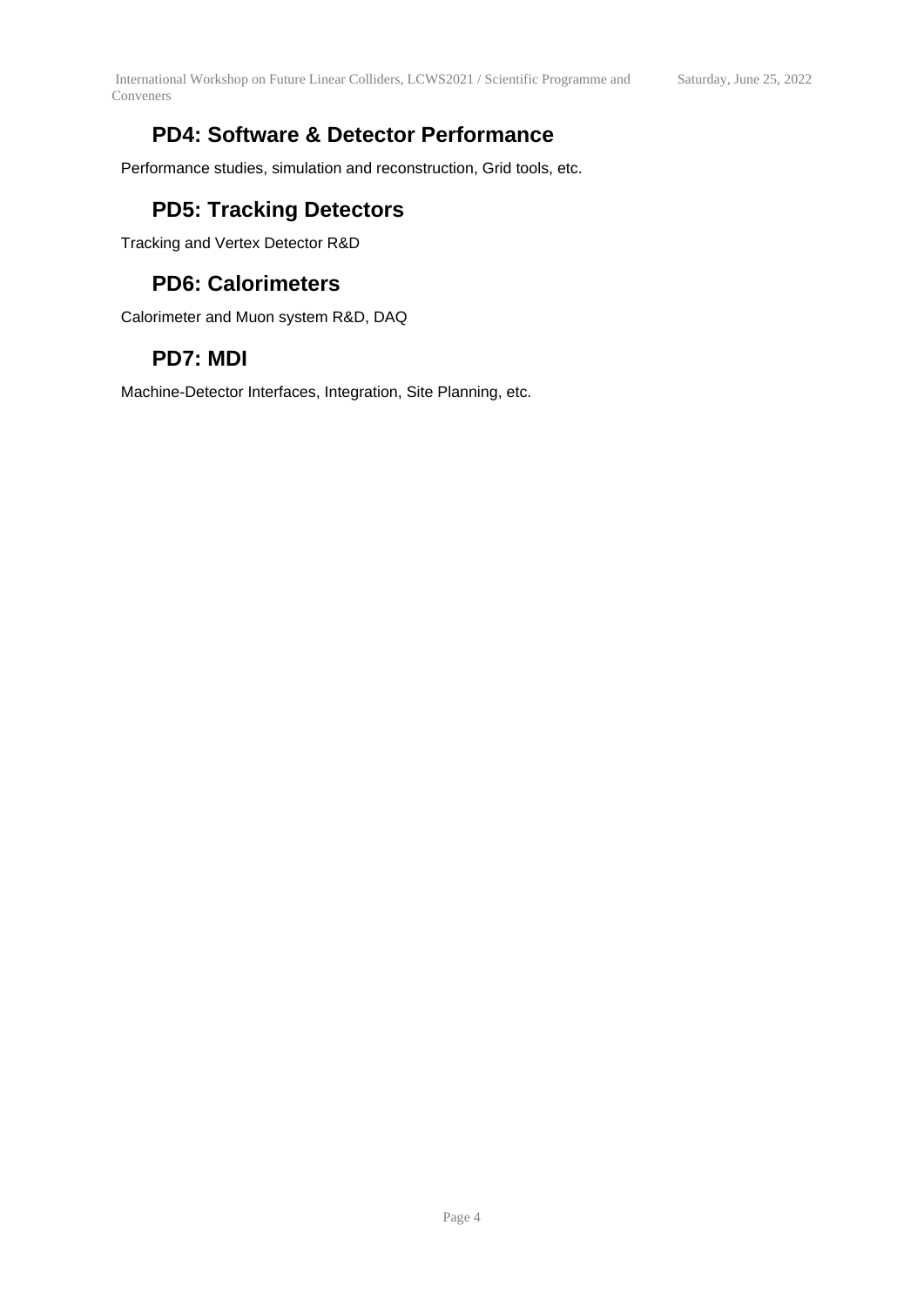## PD4: Software & Detector Performance

Performance studies, simulation and reconstruction, Grid tools, etc.

## PD5: Tracking Detectors

Tracking and Vertex Detector R&D

## PD6: Calorimeters

Calorimeter and Muon system R&D, DAQ

## PD7: MDI

Machine-Detector Interfaces, Integration, Site Planning, etc.